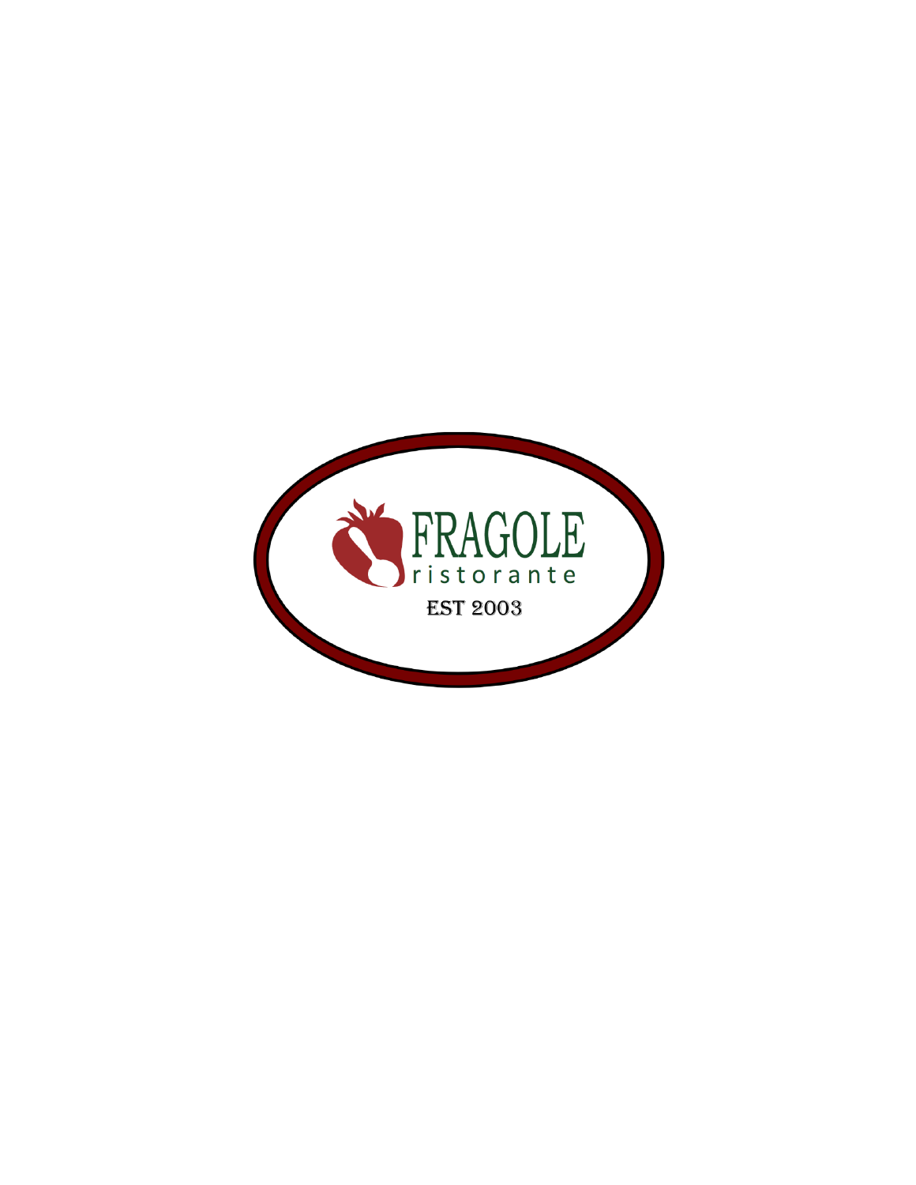# FRAGOLE

ristorante

EST 2003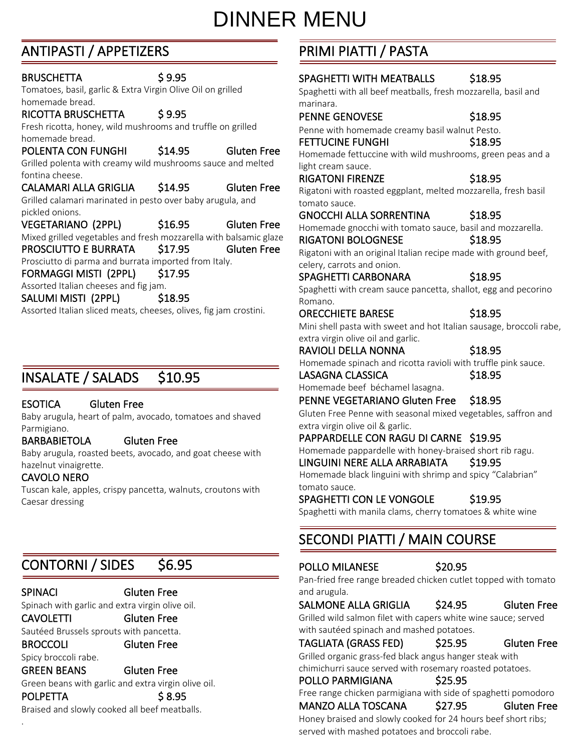# DINNER MENU

## ANTIPASTI / APPETIZERS

**BRUSCHETTA** $ 9.95
Tomatoes, basil, garlic & Extra Virgin Olive Oil on grilled homemade bread.

**RICOTTA BRUSCHETTA** $ 9.95
Fresh ricotta, honey, wild mushrooms and truffle on grilled homemade bread.

**POLENTA CON FUNGHI** $14.95 Gluten Free
Grilled polenta with creamy wild mushrooms sauce and melted fontina cheese.

**CALAMARI ALLA GRIGLIA** $14.95 Gluten Free
Grilled calamari marinated in pesto over baby arugula, and pickled onions.

**VEGETARIANO (2PPL)** $16.95 Gluten Free
Mixed grilled vegetables and fresh mozzarella with balsamic glaze

**PROSCIUTTO E BURRATA** $17.95 Gluten Free
Prosciutto di parma and burrata imported from Italy.

**FORMAGGI MISTI (2PPL)** $17.95
Assorted Italian cheeses and fig jam.

**SALUMI MISTI (2PPL)** $18.95
Assorted Italian sliced meats, cheeses, olives, fig jam crostini.

## INSALATE / SALADS $10.95

**ESOTICA** Gluten Free
Baby arugula, heart of palm, avocado, tomatoes and shaved Parmigiano.

**BARBABIETOLA** Gluten Free
Baby arugula, roasted beets, avocado, and goat cheese with hazelnut vinaigrette.

**CAVOLO NERO**
Tuscan kale, apples, crispy pancetta, walnuts, croutons with Caesar dressing

## CONTORNI / SIDES $6.95

**SPINACI** Gluten Free
Spinach with garlic and extra virgin olive oil.

**CAVOLETTI** Gluten Free
Sautéed Brussels sprouts with pancetta.

**BROCCOLI** Gluten Free
Spicy broccoli rabe.

**GREEN BEANS** Gluten Free
Green beans with garlic and extra virgin olive oil.

**POLPETTA** $ 8.95
Braised and slowly cooked all beef meatballs.

## PRIMI PIATTI / PASTA

**SPAGHETTI WITH MEATBALLS** $18.95
Spaghetti with all beef meatballs, fresh mozzarella, basil and marinara.

**PENNE GENOVESE** $18.95
Penne with homemade creamy basil walnut Pesto.

**FETTUCINE FUNGHI** $18.95
Homemade fettuccine with wild mushrooms, green peas and a light cream sauce.

**RIGATONI FIRENZE** $18.95
Rigatoni with roasted eggplant, melted mozzarella, fresh basil tomato sauce.

**GNOCCHI ALLA SORRENTINA** $18.95
Homemade gnocchi with tomato sauce, basil and mozzarella.

**RIGATONI BOLOGNESE** $18.95
Rigatoni with an original Italian recipe made with ground beef, celery, carrots and onion.

**SPAGHETTI CARBONARA** $18.95
Spaghetti with cream sauce pancetta, shallot, egg and pecorino Romano.

**ORECCHIETE BARESE** $18.95
Mini shell pasta with sweet and hot Italian sausage, broccoli rabe, extra virgin olive oil and garlic.

**RAVIOLI DELLA NONNA** $18.95
Homemade spinach and ricotta ravioli with truffle pink sauce.

**LASAGNA CLASSICA** $18.95
Homemade beef béchamel lasagna.

**PENNE VEGETARIANO Gluten Free** $18.95
Gluten Free Penne with seasonal mixed vegetables, saffron and extra virgin olive oil & garlic.

**PAPPARDELLE CON RAGU DI CARNE** $19.95
Homemade pappardelle with honey-braised short rib ragu.

**LINGUINI NERE ALLA ARRABIATA** $19.95
Homemade black linguini with shrimp and spicy "Calabrian" tomato sauce.

**SPAGHETTI CON LE VONGOLE** $19.95
Spaghetti with manila clams, cherry tomatoes & white wine

## SECONDI PIATTI / MAIN COURSE

**POLLO MILANESE** $20.95
Pan-fried free range breaded chicken cutlet topped with tomato and arugula.

**SALMONE ALLA GRIGLIA** $24.95 Gluten Free
Grilled wild salmon filet with capers white wine sauce; served with sautéed spinach and mashed potatoes.

**TAGLIATA (GRASS FED)** $25.95 Gluten Free
Grilled organic grass-fed black angus hanger steak with chimichurri sauce served with rosemary roasted potatoes.

**POLLO PARMIGIANA** $25.95
Free range chicken parmigiana with side of spaghetti pomodoro

**MANZO ALLA TOSCANA** $27.95 Gluten Free
Honey braised and slowly cooked for 24 hours beef short ribs; served with mashed potatoes and broccoli rabe.